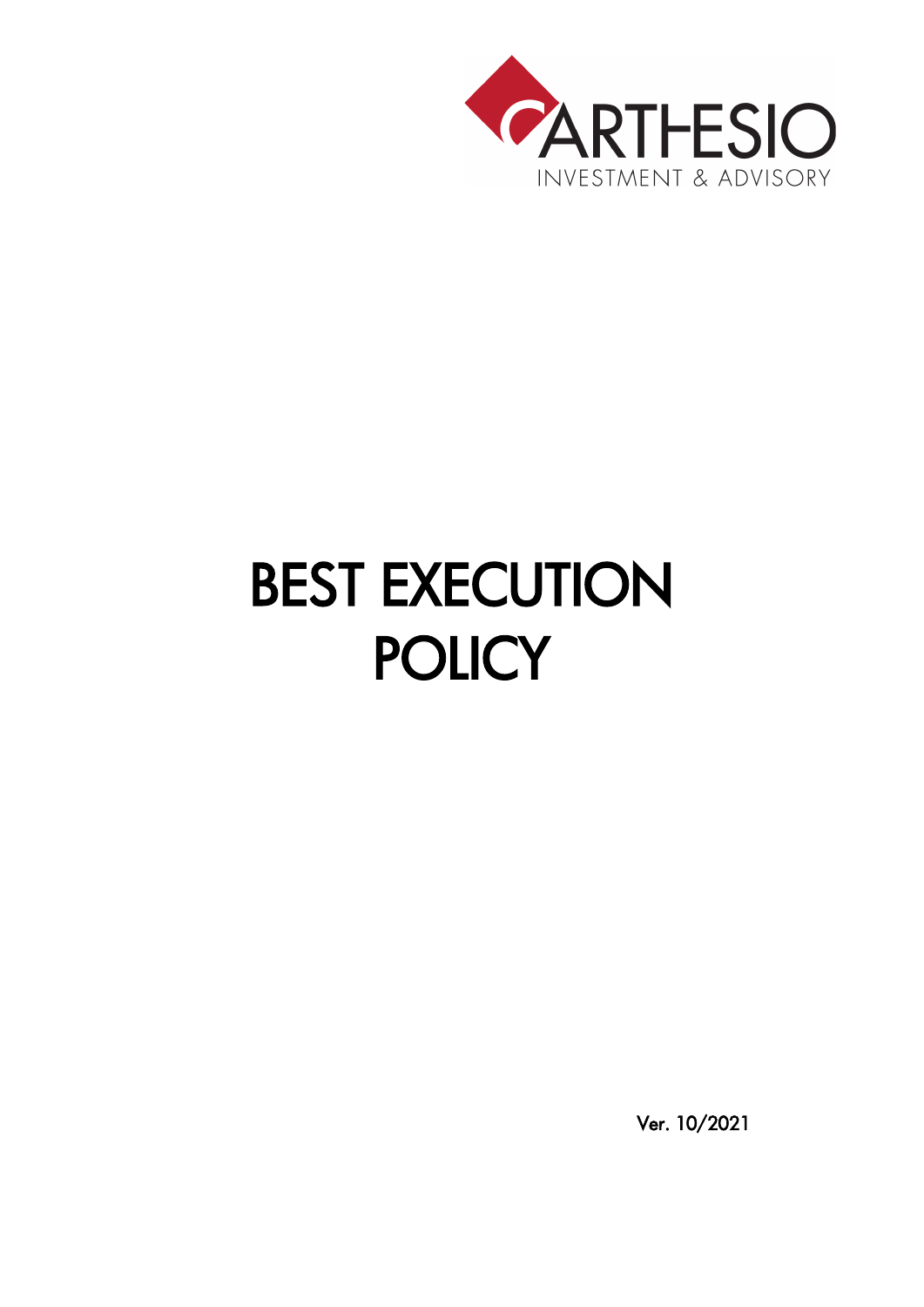CARTHESIO

INVESTMENT & ADVISORY

# BEST EXECUTION POLICY

Ver. 10/2021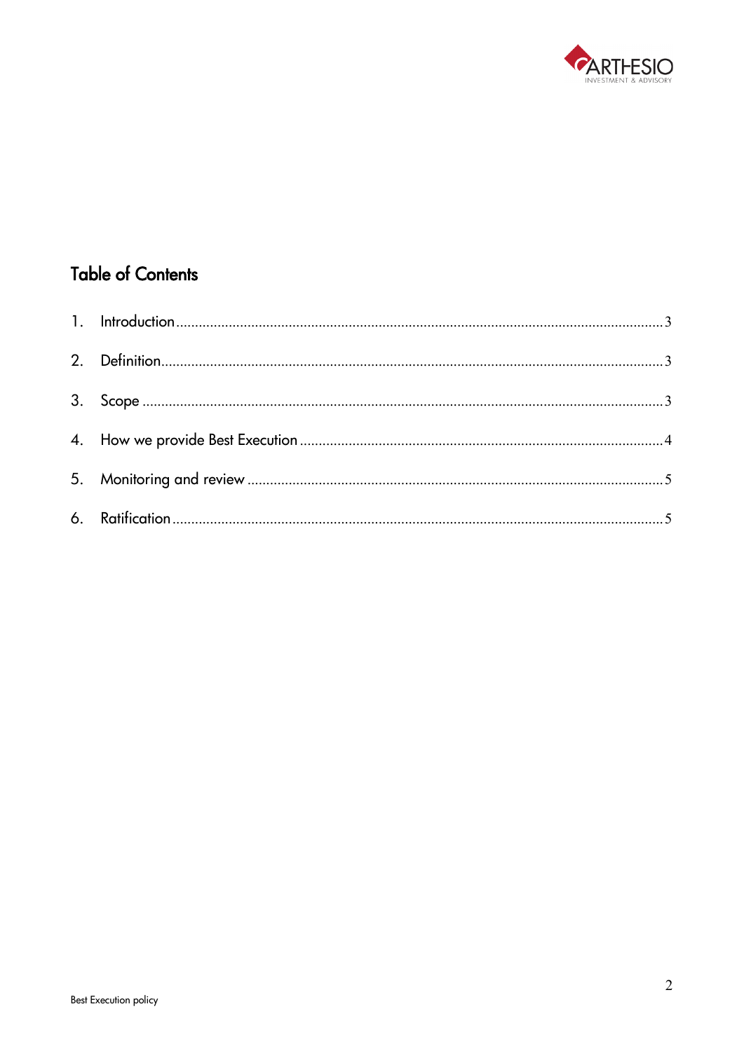## Table of Contents

1. Introduction ........................................................................ 3
2. Definition ........................................................................... 3
3. Scope ................................................................................ 3
4. How we provide Best Execution ............................................... 4
5. Monitoring and review ........................................................... 5
6. Ratification .......................................................................... 5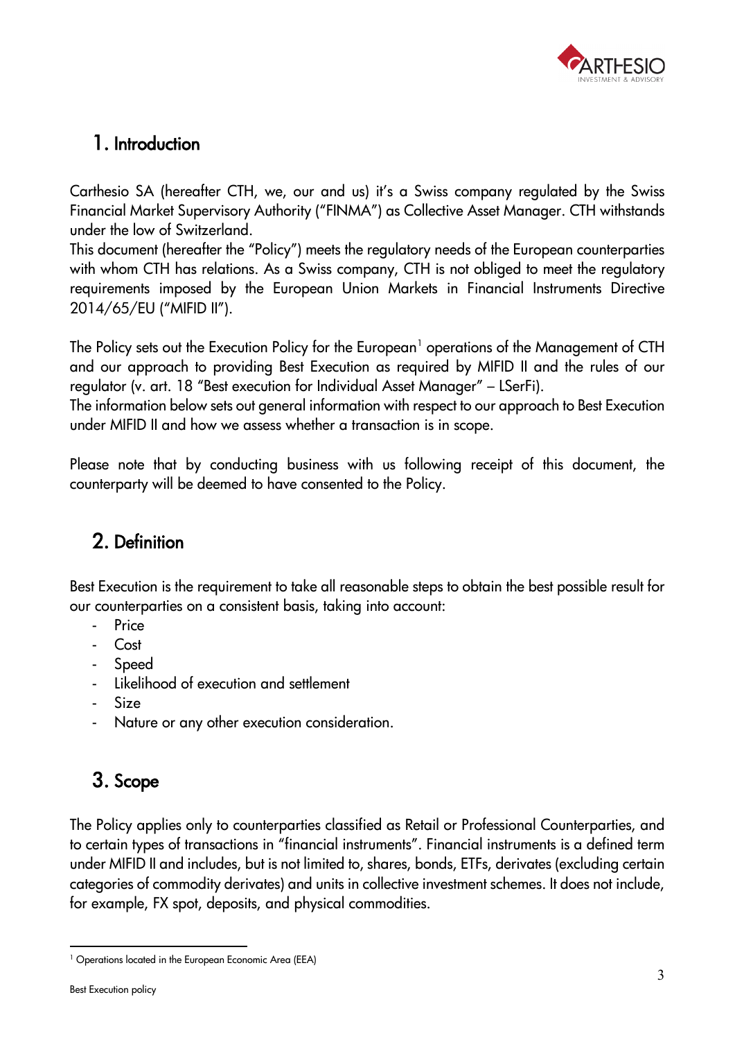## 1. Introduction

Carthesio SA (hereafter CTH, we, our and us) it's a Swiss company regulated by the Swiss Financial Market Supervisory Authority ("FINMA") as Collective Asset Manager. CTH withstands under the low of Switzerland.
This document (hereafter the "Policy") meets the regulatory needs of the European counterparties with whom CTH has relations. As a Swiss company, CTH is not obliged to meet the regulatory requirements imposed by the European Union Markets in Financial Instruments Directive 2014/65/EU ("MIFID II").

The Policy sets out the Execution Policy for the European[1] operations of the Management of CTH and our approach to providing Best Execution as required by MIFID II and the rules of our regulator (v. art. 18 "Best execution for Individual Asset Manager" – LSerFi).
The information below sets out general information with respect to our approach to Best Execution under MIFID II and how we assess whether a transaction is in scope.

Please note that by conducting business with us following receipt of this document, the counterparty will be deemed to have consented to the Policy.

## 2. Definition

Best Execution is the requirement to take all reasonable steps to obtain the best possible result for our counterparties on a consistent basis, taking into account:

- Price
- Cost
- Speed
- Likelihood of execution and settlement
- Size
- Nature or any other execution consideration.

## 3. Scope

The Policy applies only to counterparties classified as Retail or Professional Counterparties, and to certain types of transactions in "financial instruments". Financial instruments is a defined term under MIFID II and includes, but is not limited to, shares, bonds, ETFs, derivates (excluding certain categories of commodity derivates) and units in collective investment schemes. It does not include, for example, FX spot, deposits, and physical commodities.

[1] Operations located in the European Economic Area (EEA)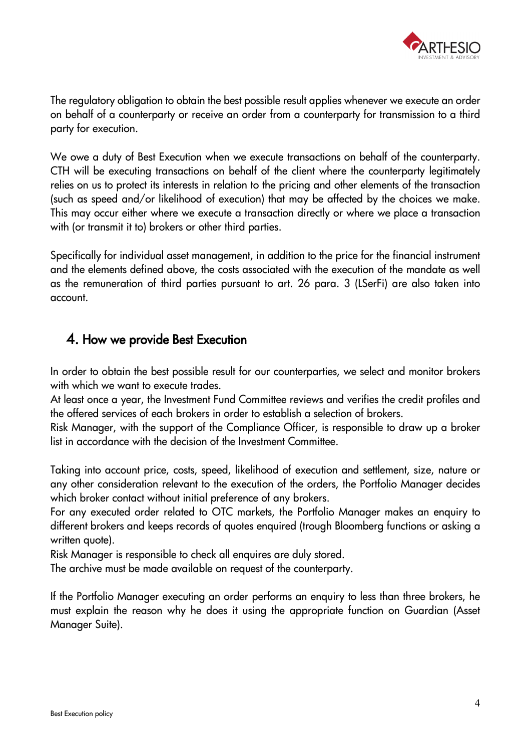The regulatory obligation to obtain the best possible result applies whenever we execute an order on behalf of a counterparty or receive an order from a counterparty for transmission to a third party for execution.

We owe a duty of Best Execution when we execute transactions on behalf of the counterparty. CTH will be executing transactions on behalf of the client where the counterparty legitimately relies on us to protect its interests in relation to the pricing and other elements of the transaction (such as speed and/or likelihood of execution) that may be affected by the choices we make. This may occur either where we execute a transaction directly or where we place a transaction with (or transmit it to) brokers or other third parties.

Specifically for individual asset management, in addition to the price for the financial instrument and the elements defined above, the costs associated with the execution of the mandate as well as the remuneration of third parties pursuant to art. 26 para. 3 (LSerFi) are also taken into account.

## 4. How we provide Best Execution

In order to obtain the best possible result for our counterparties, we select and monitor brokers with which we want to execute trades.
At least once a year, the Investment Fund Committee reviews and verifies the credit profiles and the offered services of each brokers in order to establish a selection of brokers.
Risk Manager, with the support of the Compliance Officer, is responsible to draw up a broker list in accordance with the decision of the Investment Committee.

Taking into account price, costs, speed, likelihood of execution and settlement, size, nature or any other consideration relevant to the execution of the orders, the Portfolio Manager decides which broker contact without initial preference of any brokers.
For any executed order related to OTC markets, the Portfolio Manager makes an enquiry to different brokers and keeps records of quotes enquired (trough Bloomberg functions or asking a written quote).
Risk Manager is responsible to check all enquires are duly stored.
The archive must be made available on request of the counterparty.

If the Portfolio Manager executing an order performs an enquiry to less than three brokers, he must explain the reason why he does it using the appropriate function on Guardian (Asset Manager Suite).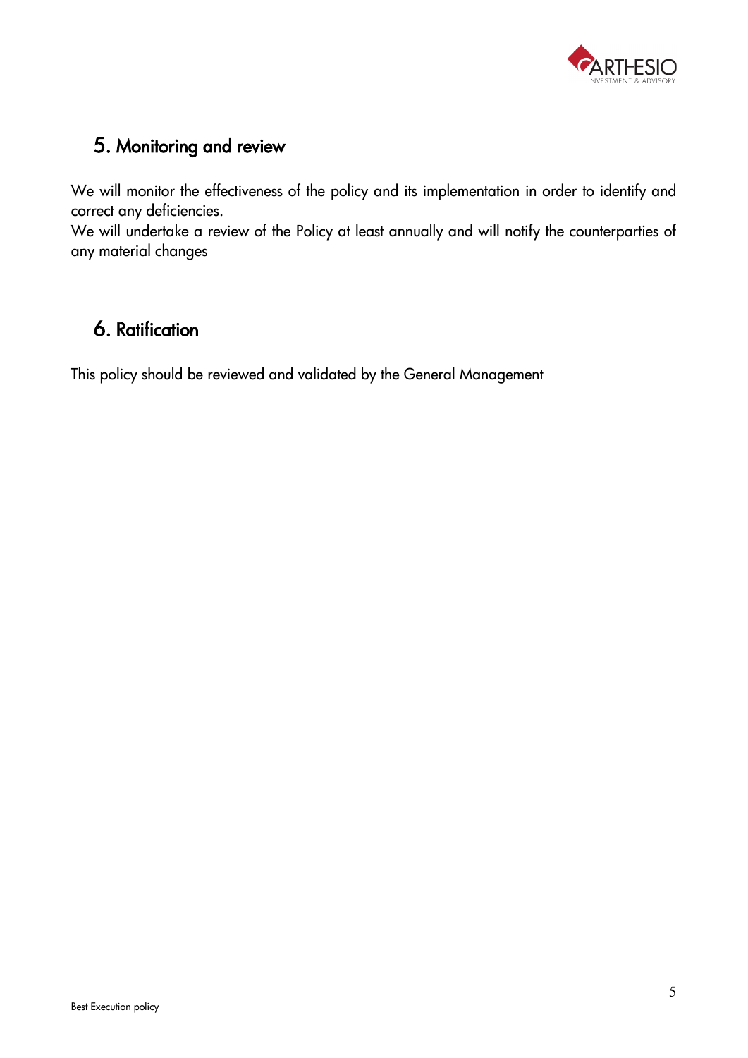## 5. Monitoring and review

We will monitor the effectiveness of the policy and its implementation in order to identify and correct any deficiencies.
We will undertake a review of the Policy at least annually and will notify the counterparties of any material changes

## 6. Ratification

This policy should be reviewed and validated by the General Management